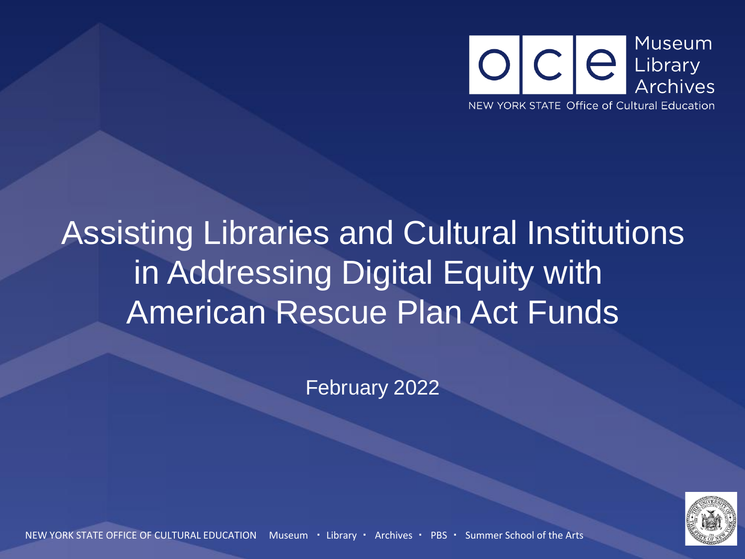Museum
Library
Archives

NEW YORK STATE Office of Cultural Education

# Assisting Libraries and Cultural Institutions in Addressing Digital Equity with American Rescue Plan Act Funds

February 2022

NEW YORK STATE OFFICE OF CULTURAL EDUCATION Museum · Library · Archives · PBS · Summer School of the Arts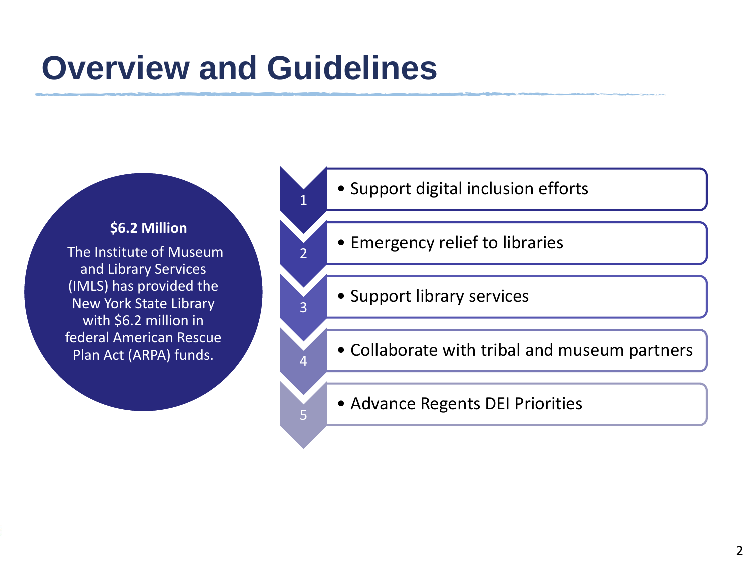# Overview and Guidelines

**$6.2 Million**

The Institute of Museum and Library Services (IMLS) has provided the New York State Library with $6.2 million in federal American Rescue Plan Act (ARPA) funds.

1. Support digital inclusion efforts
2. Emergency relief to libraries
3. Support library services
4. Collaborate with tribal and museum partners
5. Advance Regents DEI Priorities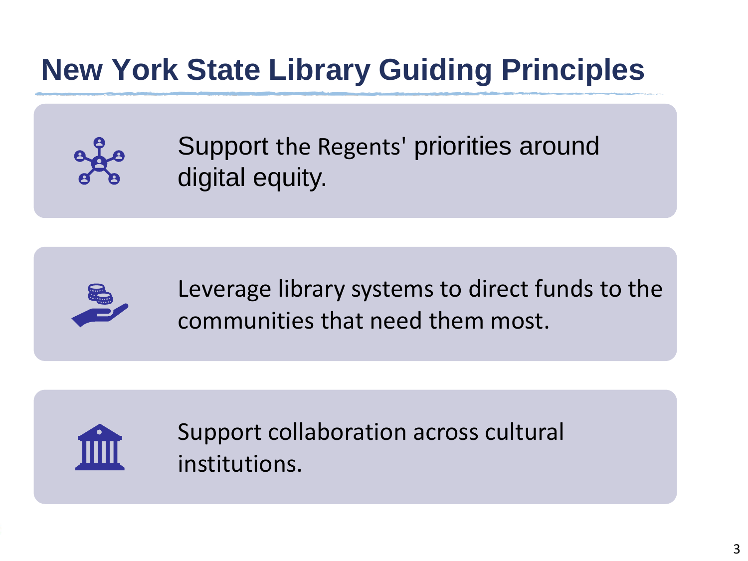# New York State Library Guiding Principles

- Support the Regents' priorities around digital equity.
- Leverage library systems to direct funds to the communities that need them most.
- Support collaboration across cultural institutions.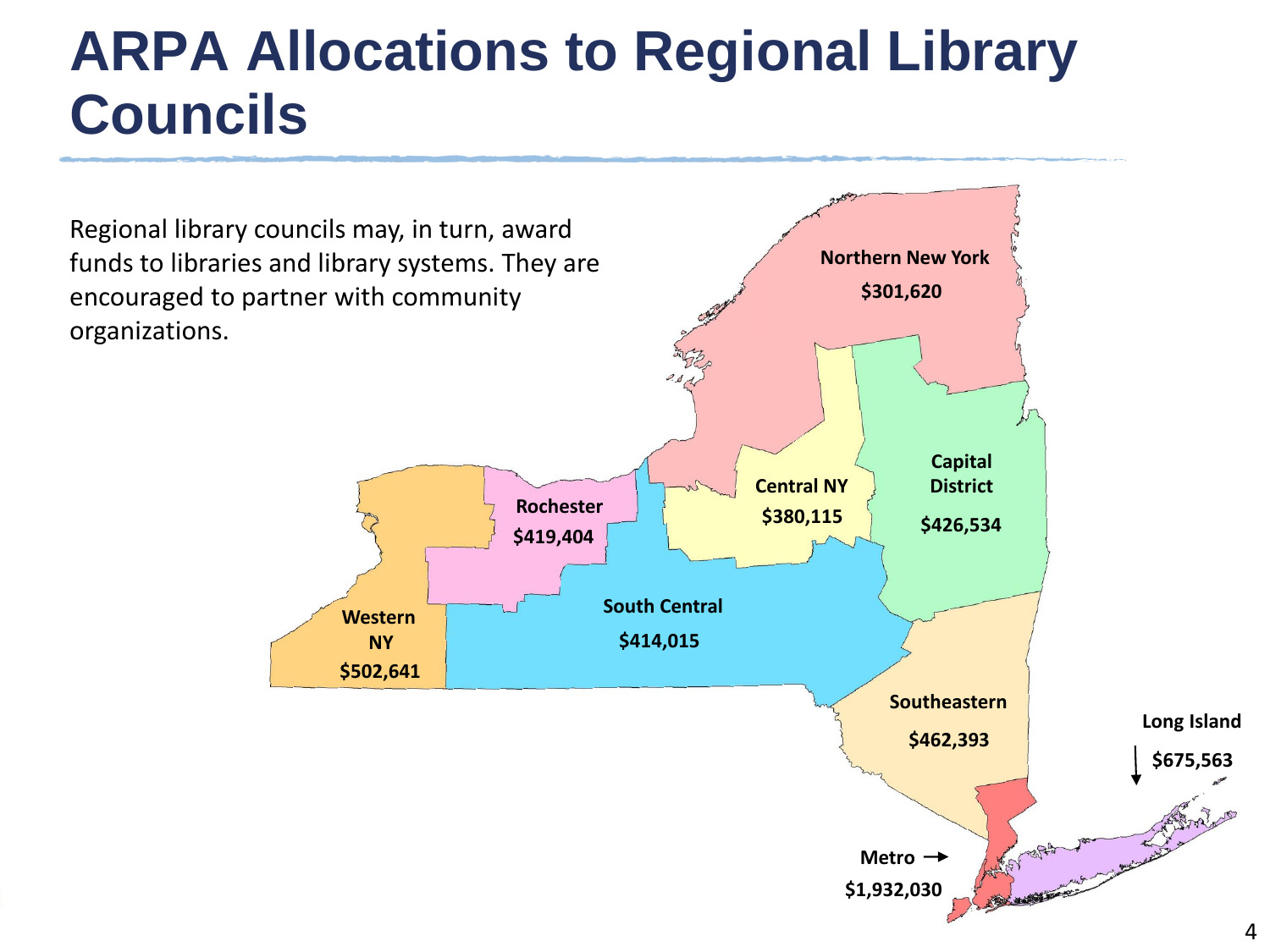# ARPA Allocations to Regional Library Councils

Regional library councils may, in turn, award funds to libraries and library systems. They are encouraged to partner with community organizations.

Northern New York
$301,620

Rochester
$419,404

Central NY
$380,115

Capital District
$426,534

Western NY
$502,641

South Central
$414,015

Southeastern
$462,393

Long Island
$675,563

Metro
$1,932,030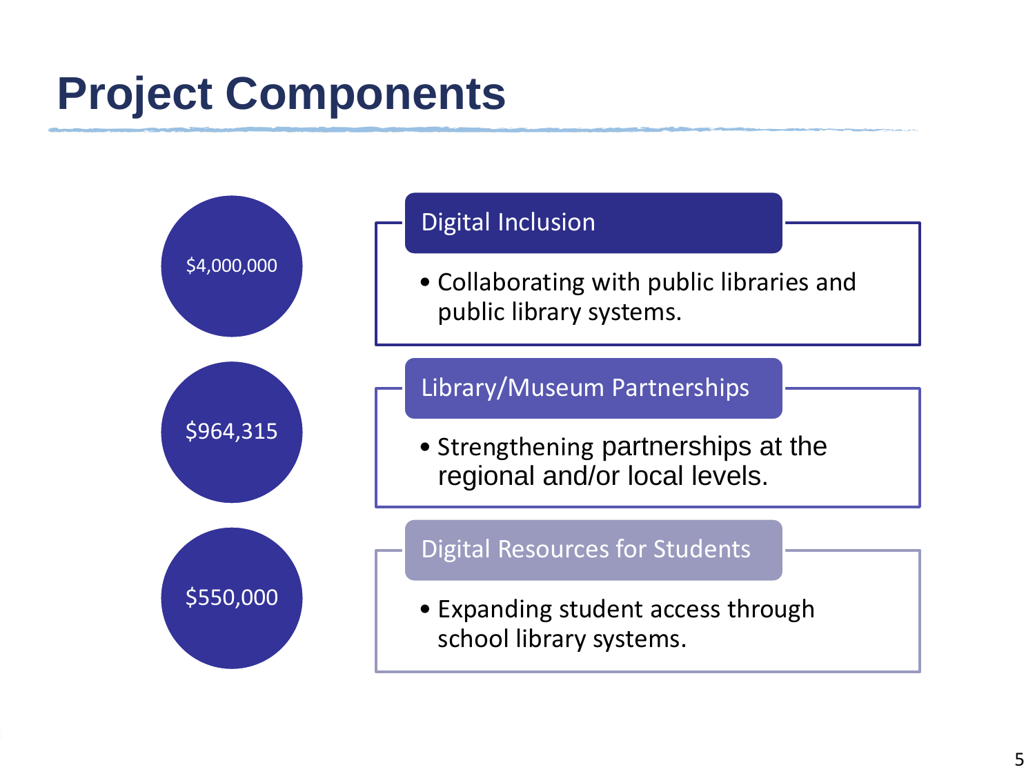# Project Components

**$4,000,000**

### Digital Inclusion

- Collaborating with public libraries and public library systems.

**$964,315**

### Library/Museum Partnerships

- Strengthening partnerships at the regional and/or local levels.

**$550,000**

### Digital Resources for Students

- Expanding student access through school library systems.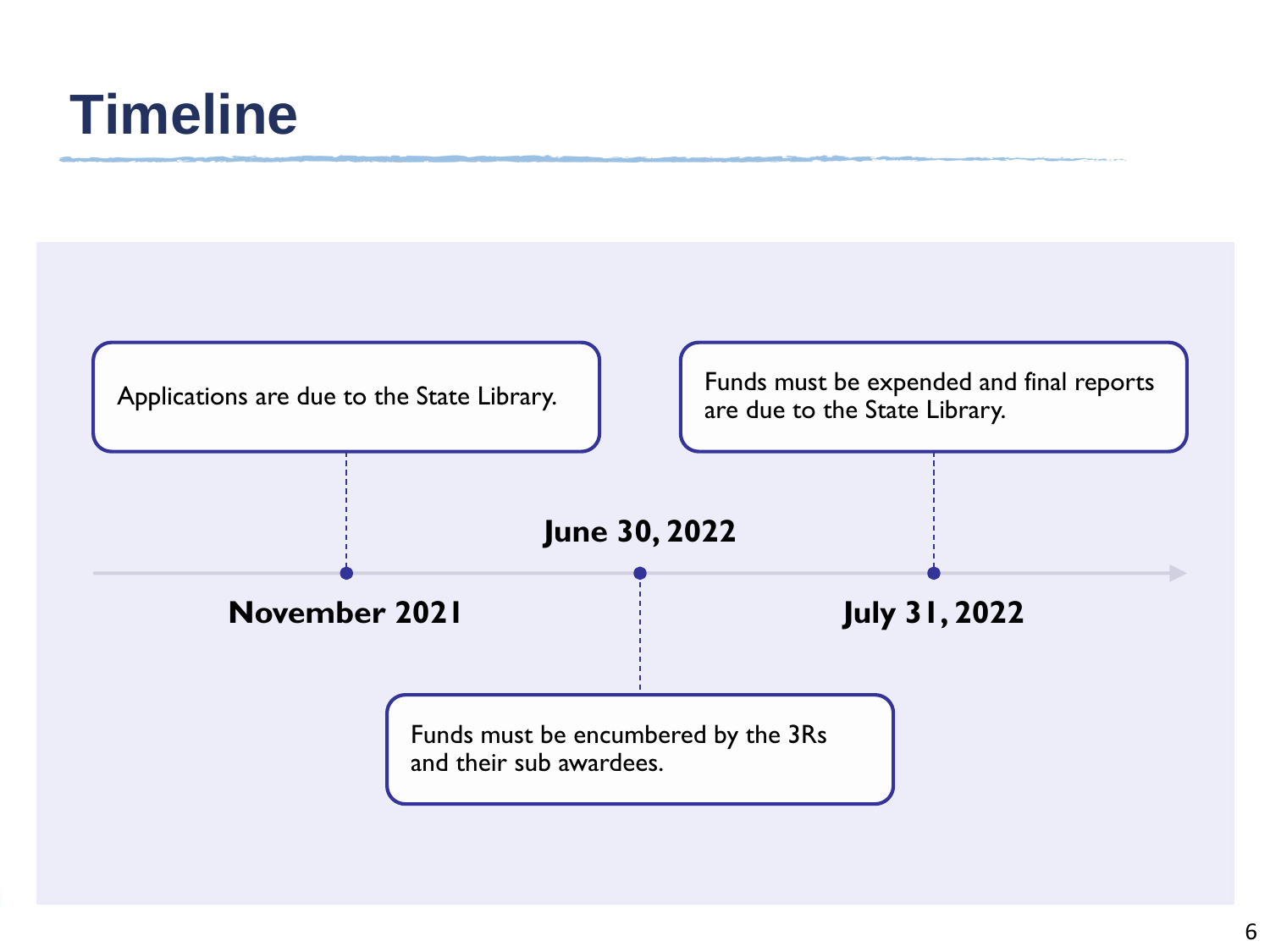# Timeline

- **November 2021**: Applications are due to the State Library.
- **June 30, 2022**: Funds must be encumbered by the 3Rs and their sub awardees.
- **July 31, 2022**: Funds must be expended and final reports are due to the State Library.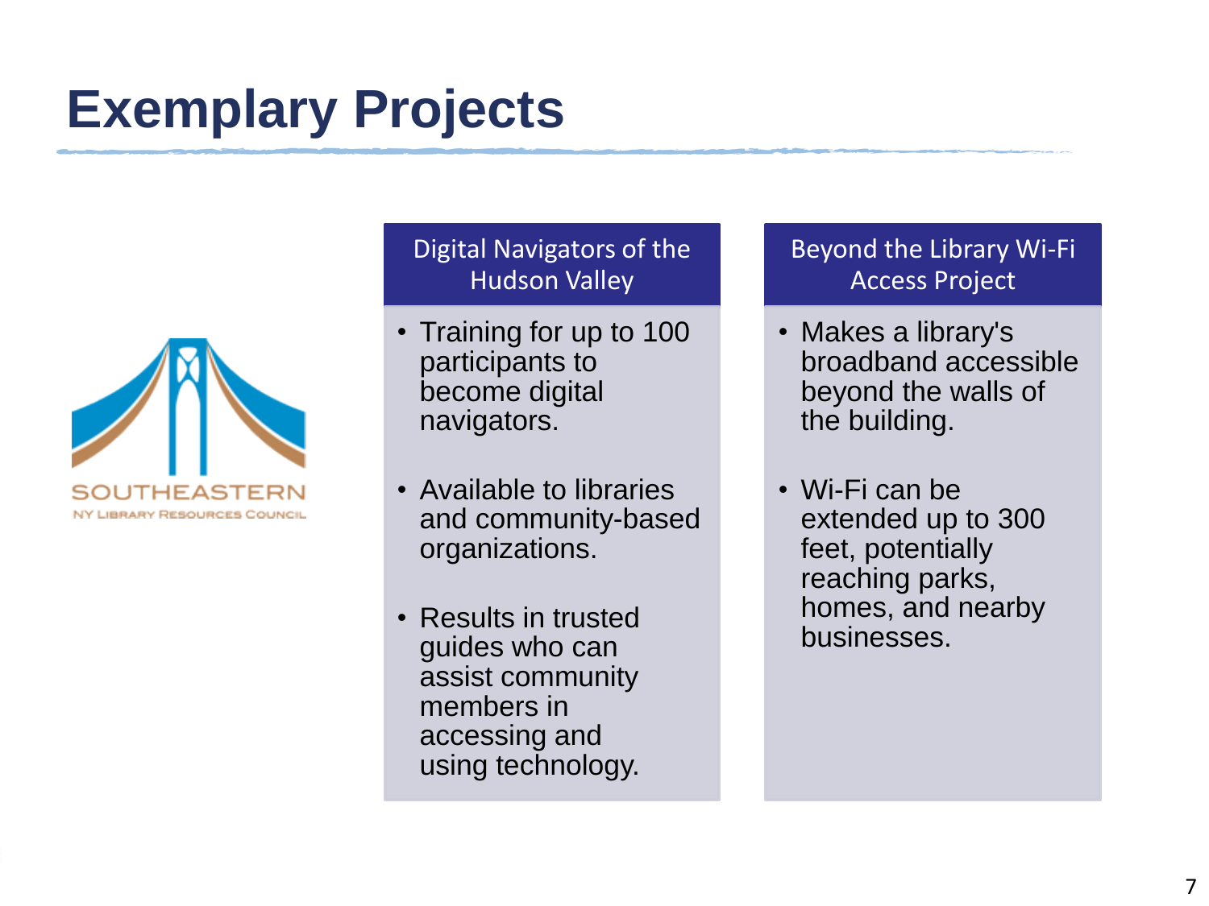# Exemplary Projects

SOUTHEASTERN
NY LIBRARY RESOURCES COUNCIL

## Digital Navigators of the Hudson Valley

- Training for up to 100 participants to become digital navigators.
- Available to libraries and community-based organizations.
- Results in trusted guides who can assist community members in accessing and using technology.

## Beyond the Library Wi-Fi Access Project

- Makes a library's broadband accessible beyond the walls of the building.
- Wi-Fi can be extended up to 300 feet, potentially reaching parks, homes, and nearby businesses.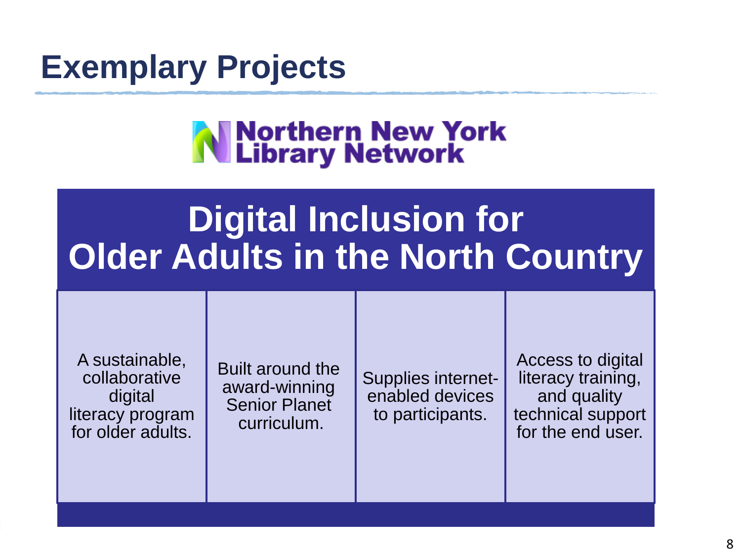# Exemplary Projects

Northern New York Library Network

## Digital Inclusion for Older Adults in the North Country

| | | | |
|---|---|---|---|
| A sustainable, collaborative digital literacy program for older adults. | Built around the award-winning Senior Planet curriculum. | Supplies internet-enabled devices to participants. | Access to digital literacy training, and quality technical support for the end user. |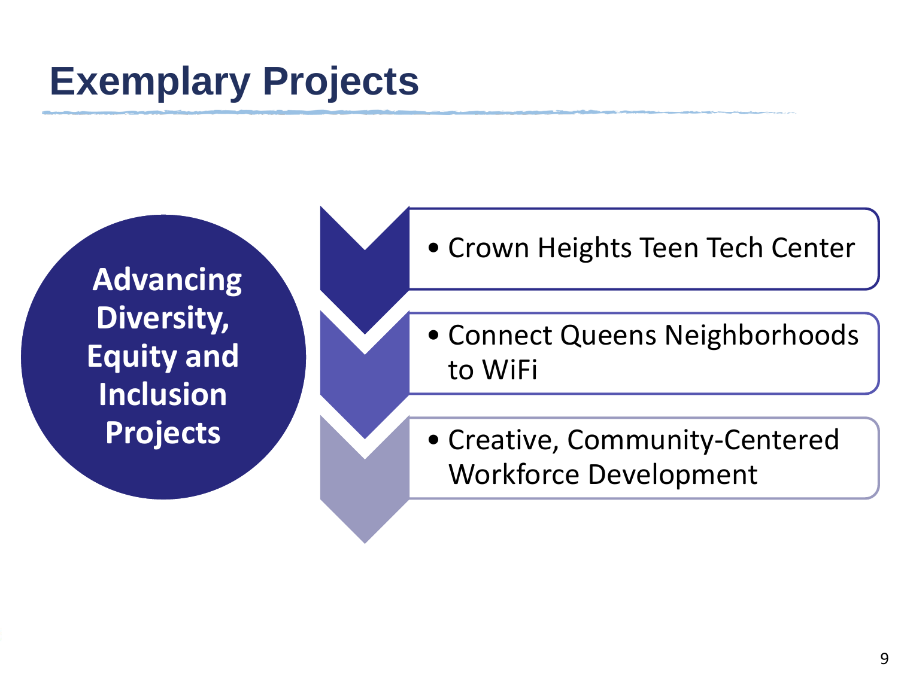# Exemplary Projects

**Advancing Diversity, Equity and Inclusion Projects**

- Crown Heights Teen Tech Center
- Connect Queens Neighborhoods to WiFi
- Creative, Community-Centered Workforce Development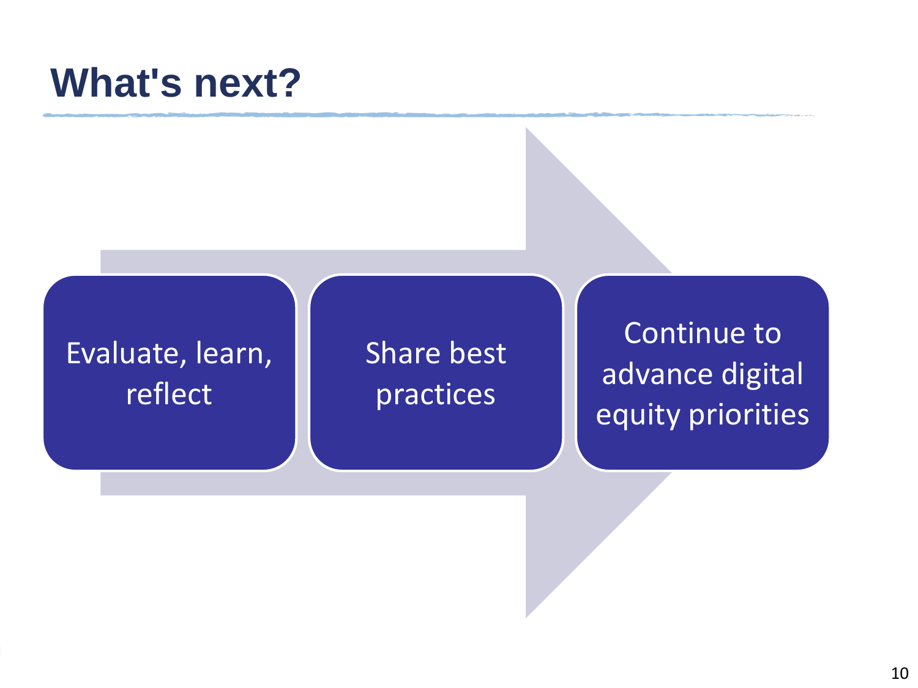# What's next?

- Evaluate, learn, reflect
- Share best practices
- Continue to advance digital equity priorities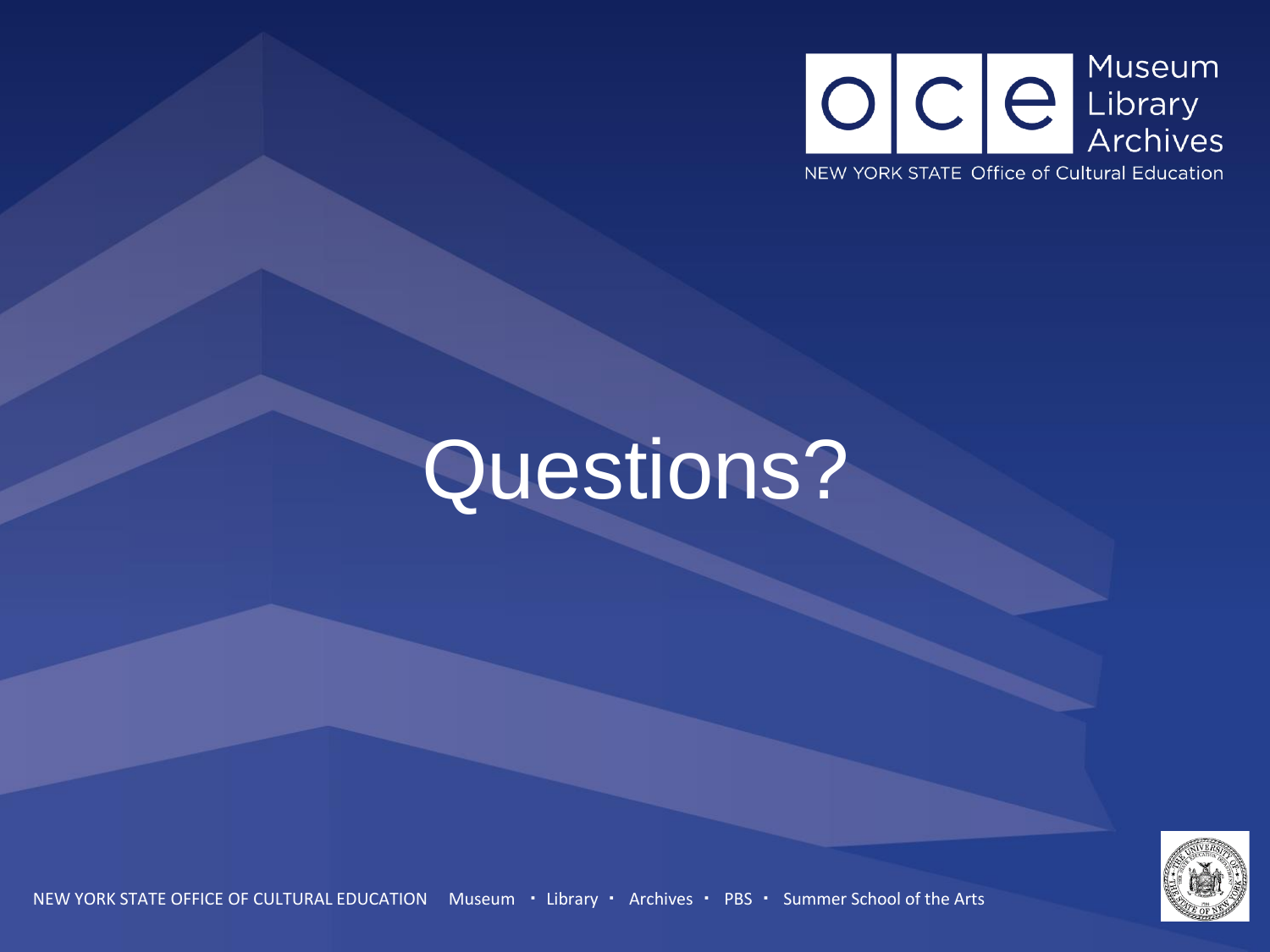Museum
Library
Archives

NEW YORK STATE Office of Cultural Education

# Questions?

NEW YORK STATE OFFICE OF CULTURAL EDUCATION Museum · Library · Archives · PBS · Summer School of the Arts